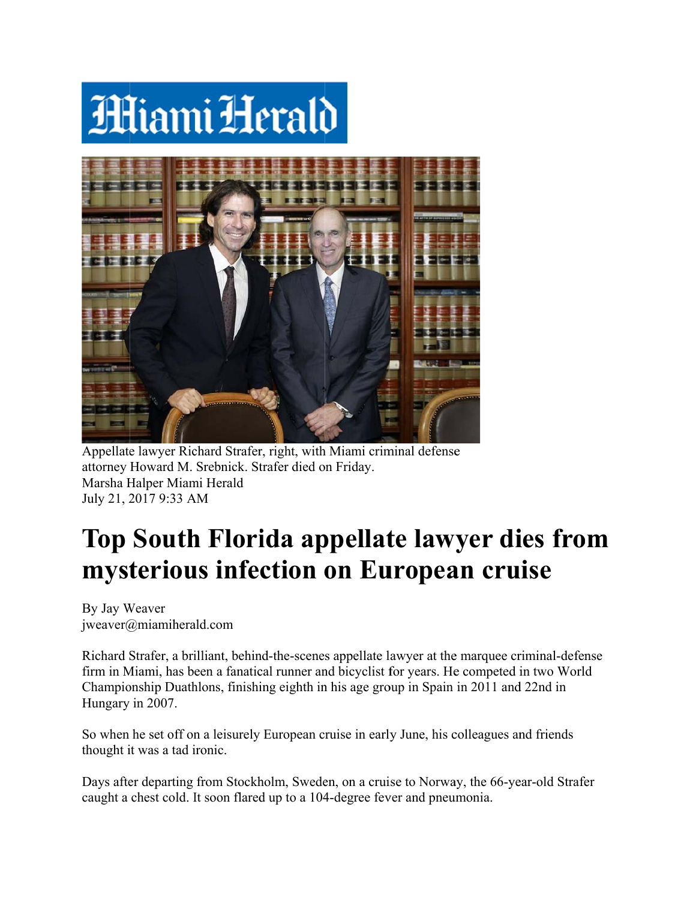Miami Herald

Appellate lawyer Richard Strafer, right, with Miami criminal defense attorney Howard M. Srebnick. Strafer died on Friday.
Marsha Halper Miami Herald
July 21, 2017 9:33 AM

# Top South Florida appellate lawyer dies from mysterious infection on European cruise

By Jay Weaver
jweaver@miamiherald.com

Richard Strafer, a brilliant, behind-the-scenes appellate lawyer at the marquee criminal-defense firm in Miami, has been a fanatical runner and bicyclist for years. He competed in two World Championship Duathlons, finishing eighth in his age group in Spain in 2011 and 22nd in Hungary in 2007.

So when he set off on a leisurely European cruise in early June, his colleagues and friends thought it was a tad ironic.

Days after departing from Stockholm, Sweden, on a cruise to Norway, the 66-year-old Strafer caught a chest cold. It soon flared up to a 104-degree fever and pneumonia.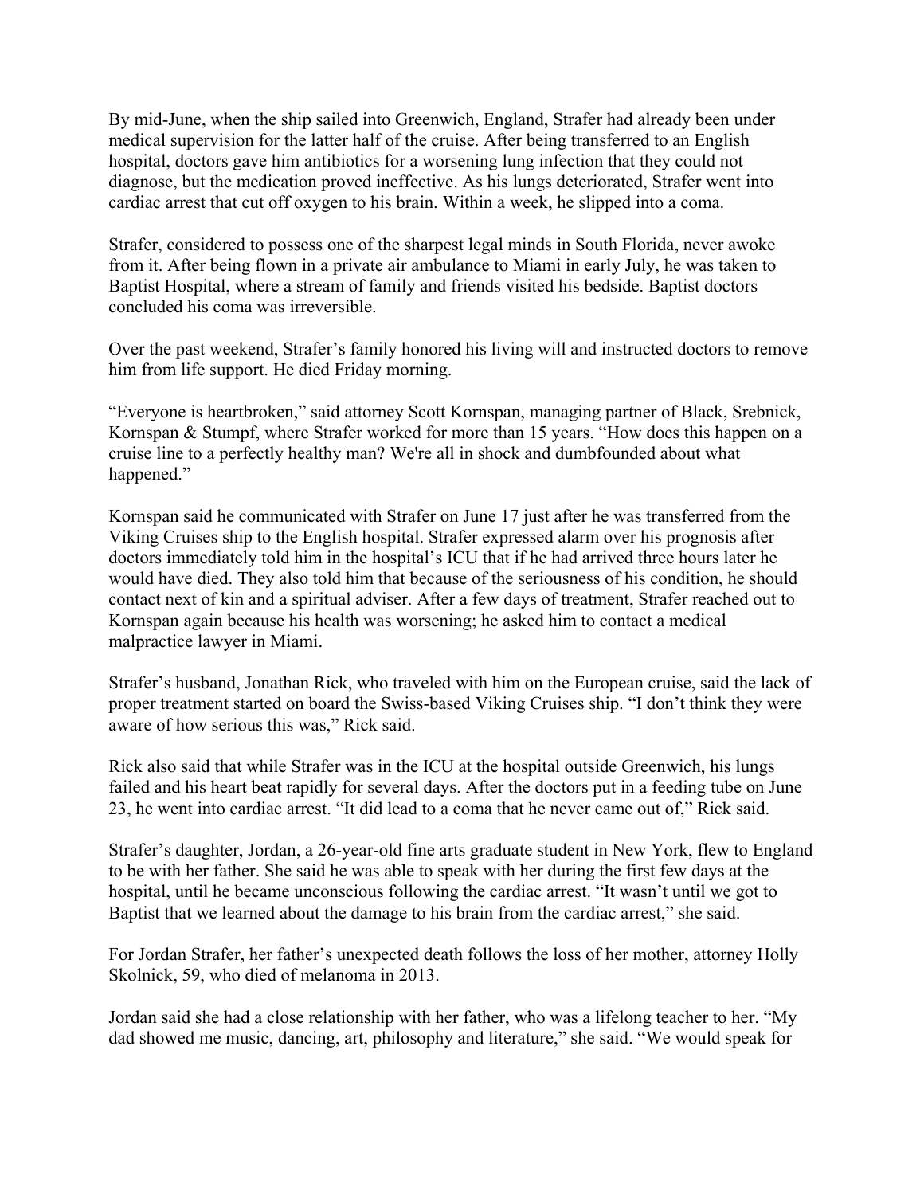By mid-June, when the ship sailed into Greenwich, England, Strafer had already been under medical supervision for the latter half of the cruise. After being transferred to an English hospital, doctors gave him antibiotics for a worsening lung infection that they could not diagnose, but the medication proved ineffective. As his lungs deteriorated, Strafer went into cardiac arrest that cut off oxygen to his brain. Within a week, he slipped into a coma.

Strafer, considered to possess one of the sharpest legal minds in South Florida, never awoke from it. After being flown in a private air ambulance to Miami in early July, he was taken to Baptist Hospital, where a stream of family and friends visited his bedside. Baptist doctors concluded his coma was irreversible.

Over the past weekend, Strafer's family honored his living will and instructed doctors to remove him from life support. He died Friday morning.

"Everyone is heartbroken," said attorney Scott Kornspan, managing partner of Black, Srebnick, Kornspan & Stumpf, where Strafer worked for more than 15 years. "How does this happen on a cruise line to a perfectly healthy man? We're all in shock and dumbfounded about what happened."

Kornspan said he communicated with Strafer on June 17 just after he was transferred from the Viking Cruises ship to the English hospital. Strafer expressed alarm over his prognosis after doctors immediately told him in the hospital's ICU that if he had arrived three hours later he would have died. They also told him that because of the seriousness of his condition, he should contact next of kin and a spiritual adviser. After a few days of treatment, Strafer reached out to Kornspan again because his health was worsening; he asked him to contact a medical malpractice lawyer in Miami.

Strafer's husband, Jonathan Rick, who traveled with him on the European cruise, said the lack of proper treatment started on board the Swiss-based Viking Cruises ship. "I don't think they were aware of how serious this was," Rick said.

Rick also said that while Strafer was in the ICU at the hospital outside Greenwich, his lungs failed and his heart beat rapidly for several days. After the doctors put in a feeding tube on June 23, he went into cardiac arrest. "It did lead to a coma that he never came out of," Rick said.

Strafer's daughter, Jordan, a 26-year-old fine arts graduate student in New York, flew to England to be with her father. She said he was able to speak with her during the first few days at the hospital, until he became unconscious following the cardiac arrest. "It wasn't until we got to Baptist that we learned about the damage to his brain from the cardiac arrest," she said.

For Jordan Strafer, her father's unexpected death follows the loss of her mother, attorney Holly Skolnick, 59, who died of melanoma in 2013.

Jordan said she had a close relationship with her father, who was a lifelong teacher to her. "My dad showed me music, dancing, art, philosophy and literature," she said. "We would speak for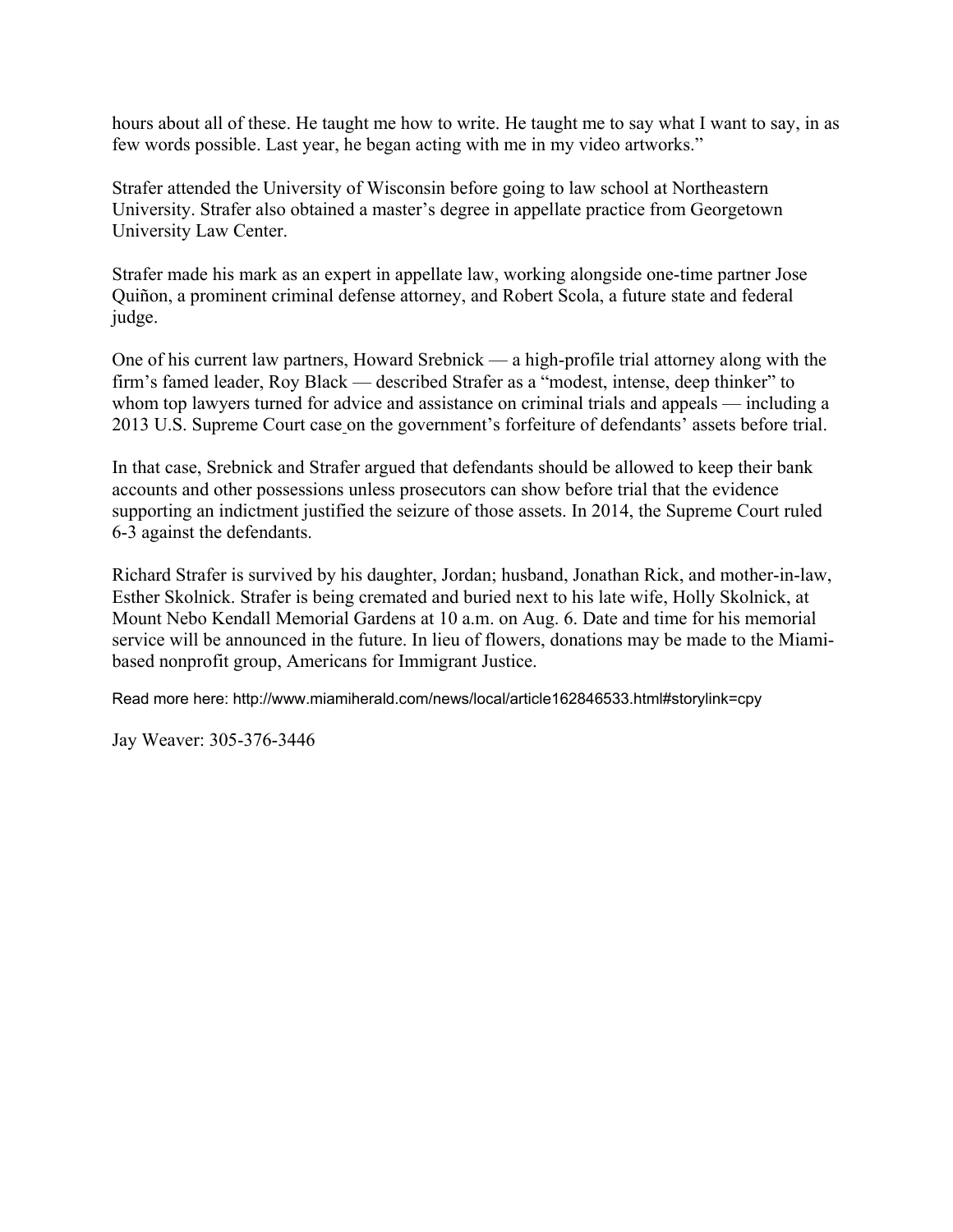hours about all of these. He taught me how to write. He taught me to say what I want to say, in as few words possible. Last year, he began acting with me in my video artworks."

Strafer attended the University of Wisconsin before going to law school at Northeastern University. Strafer also obtained a master's degree in appellate practice from Georgetown University Law Center.

Strafer made his mark as an expert in appellate law, working alongside one-time partner Jose Quiñon, a prominent criminal defense attorney, and Robert Scola, a future state and federal judge.

One of his current law partners, Howard Srebnick — a high-profile trial attorney along with the firm's famed leader, Roy Black — described Strafer as a "modest, intense, deep thinker" to whom top lawyers turned for advice and assistance on criminal trials and appeals — including a 2013 U.S. Supreme Court case on the government's forfeiture of defendants' assets before trial.

In that case, Srebnick and Strafer argued that defendants should be allowed to keep their bank accounts and other possessions unless prosecutors can show before trial that the evidence supporting an indictment justified the seizure of those assets. In 2014, the Supreme Court ruled 6-3 against the defendants.

Richard Strafer is survived by his daughter, Jordan; husband, Jonathan Rick, and mother-in-law, Esther Skolnick. Strafer is being cremated and buried next to his late wife, Holly Skolnick, at Mount Nebo Kendall Memorial Gardens at 10 a.m. on Aug. 6. Date and time for his memorial service will be announced in the future. In lieu of flowers, donations may be made to the Miami-based nonprofit group, Americans for Immigrant Justice.

Read more here: http://www.miamiherald.com/news/local/article162846533.html#storylink=cpy

Jay Weaver: 305-376-3446